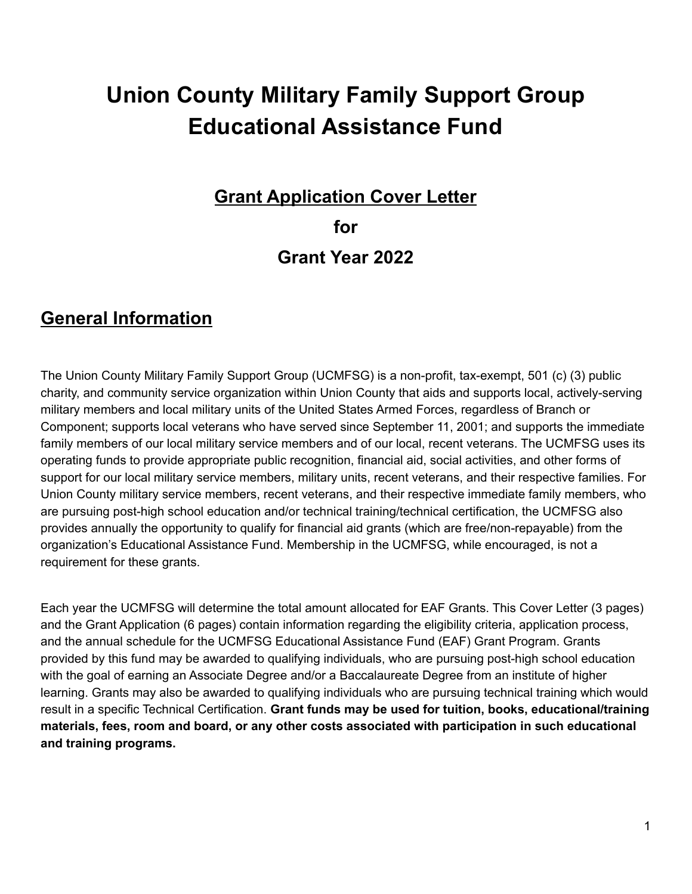# Union County Military Family Support Group Educational Assistance Fund

## Grant Application Cover Letter

## for

## Grant Year 2022

## General Information

The Union County Military Family Support Group (UCMFSG) is a non-profit, tax-exempt, 501 (c) (3) public charity, and community service organization within Union County that aids and supports local, actively-serving military members and local military units of the United States Armed Forces, regardless of Branch or Component; supports local veterans who have served since September 11, 2001; and supports the immediate family members of our local military service members and of our local, recent veterans. The UCMFSG uses its operating funds to provide appropriate public recognition, financial aid, social activities, and other forms of support for our local military service members, military units, recent veterans, and their respective families. For Union County military service members, recent veterans, and their respective immediate family members, who are pursuing post-high school education and/or technical training/technical certification, the UCMFSG also provides annually the opportunity to qualify for financial aid grants (which are free/non-repayable) from the organization's Educational Assistance Fund. Membership in the UCMFSG, while encouraged, is not a requirement for these grants.

Each year the UCMFSG will determine the total amount allocated for EAF Grants. This Cover Letter (3 pages) and the Grant Application (6 pages) contain information regarding the eligibility criteria, application process, and the annual schedule for the UCMFSG Educational Assistance Fund (EAF) Grant Program. Grants provided by this fund may be awarded to qualifying individuals, who are pursuing post-high school education with the goal of earning an Associate Degree and/or a Baccalaureate Degree from an institute of higher learning. Grants may also be awarded to qualifying individuals who are pursuing technical training which would result in a specific Technical Certification. **Grant funds may be used for tuition, books, educational/training materials, fees, room and board, or any other costs associated with participation in such educational and training programs.**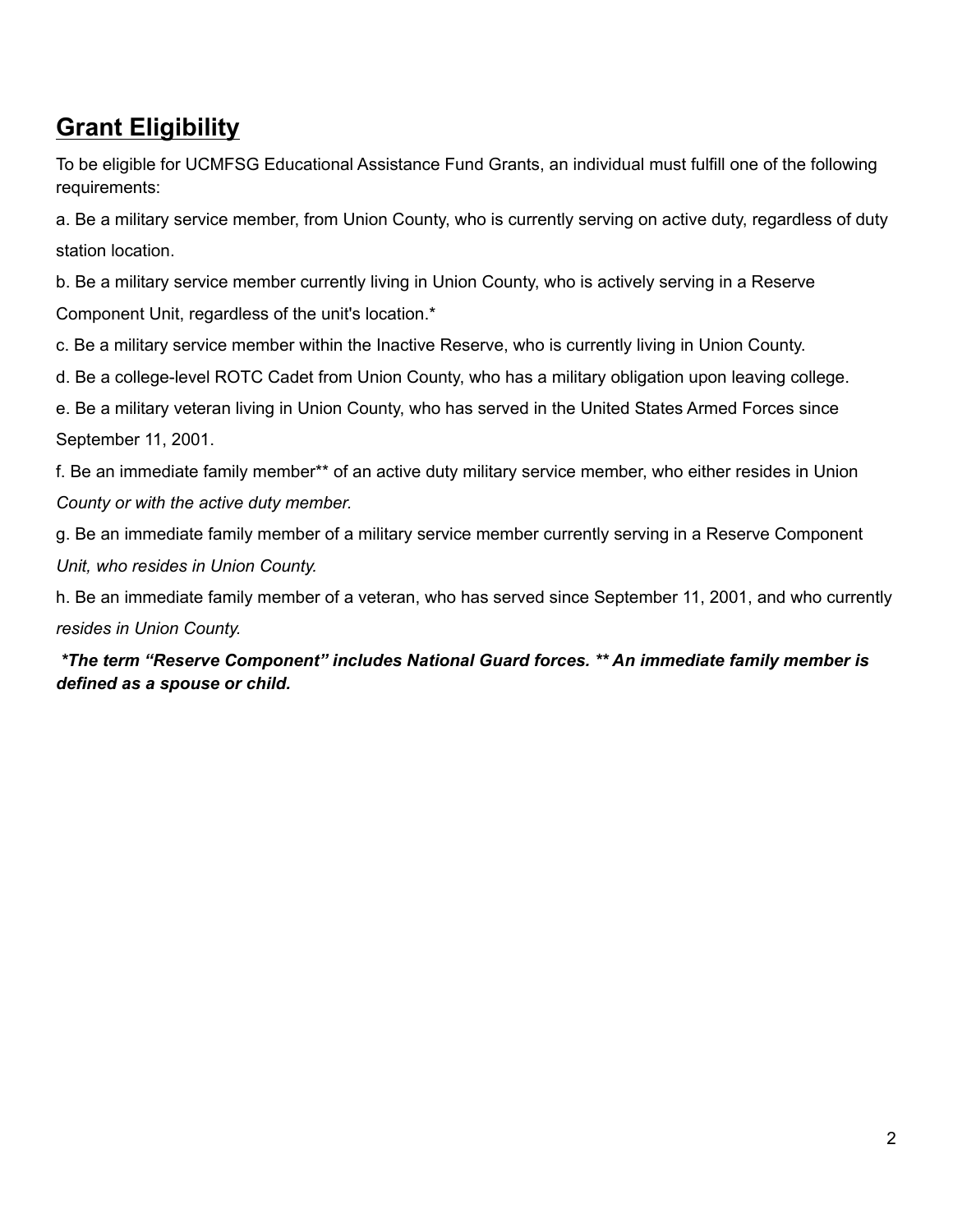## Grant Eligibility

To be eligible for UCMFSG Educational Assistance Fund Grants, an individual must fulfill one of the following requirements:

a. Be a military service member, from Union County, who is currently serving on active duty, regardless of duty station location.

b. Be a military service member currently living in Union County, who is actively serving in a Reserve Component Unit, regardless of the unit's location.*

c. Be a military service member within the Inactive Reserve, who is currently living in Union County.

d. Be a college-level ROTC Cadet from Union County, who has a military obligation upon leaving college.

e. Be a military veteran living in Union County, who has served in the United States Armed Forces since September 11, 2001.

f. Be an immediate family member** of an active duty military service member, who either resides in Union *County or with the active duty member.*

g. Be an immediate family member of a military service member currently serving in a Reserve Component *Unit, who resides in Union County.*

h. Be an immediate family member of a veteran, who has served since September 11, 2001, and who currently *resides in Union County.*

***The term "Reserve Component" includes National Guard forces. ** An immediate family member is defined as a spouse or child.***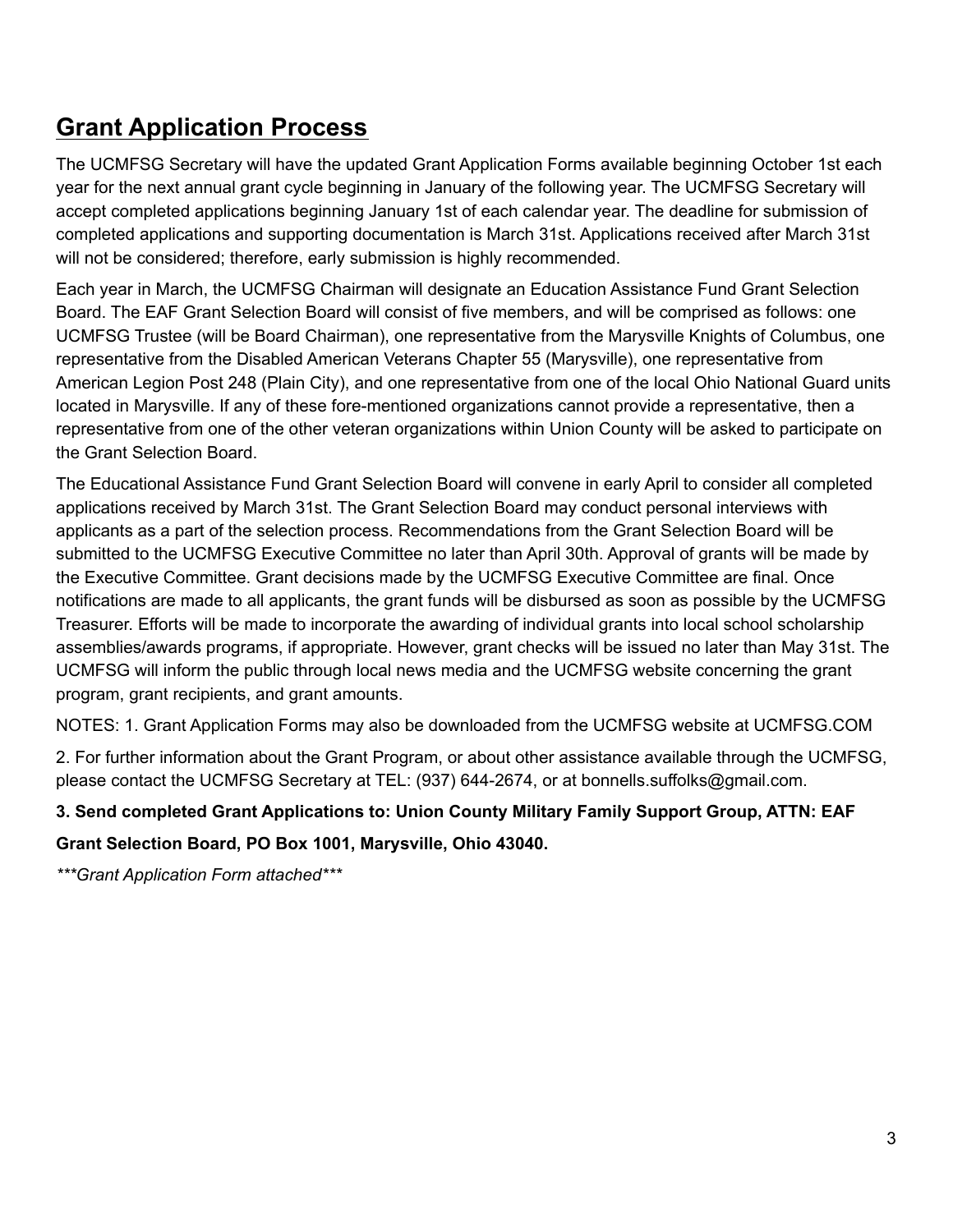## Grant Application Process

The UCMFSG Secretary will have the updated Grant Application Forms available beginning October 1st each year for the next annual grant cycle beginning in January of the following year. The UCMFSG Secretary will accept completed applications beginning January 1st of each calendar year. The deadline for submission of completed applications and supporting documentation is March 31st. Applications received after March 31st will not be considered; therefore, early submission is highly recommended.

Each year in March, the UCMFSG Chairman will designate an Education Assistance Fund Grant Selection Board. The EAF Grant Selection Board will consist of five members, and will be comprised as follows: one UCMFSG Trustee (will be Board Chairman), one representative from the Marysville Knights of Columbus, one representative from the Disabled American Veterans Chapter 55 (Marysville), one representative from American Legion Post 248 (Plain City), and one representative from one of the local Ohio National Guard units located in Marysville. If any of these fore-mentioned organizations cannot provide a representative, then a representative from one of the other veteran organizations within Union County will be asked to participate on the Grant Selection Board.

The Educational Assistance Fund Grant Selection Board will convene in early April to consider all completed applications received by March 31st. The Grant Selection Board may conduct personal interviews with applicants as a part of the selection process. Recommendations from the Grant Selection Board will be submitted to the UCMFSG Executive Committee no later than April 30th. Approval of grants will be made by the Executive Committee. Grant decisions made by the UCMFSG Executive Committee are final. Once notifications are made to all applicants, the grant funds will be disbursed as soon as possible by the UCMFSG Treasurer. Efforts will be made to incorporate the awarding of individual grants into local school scholarship assemblies/awards programs, if appropriate. However, grant checks will be issued no later than May 31st. The UCMFSG will inform the public through local news media and the UCMFSG website concerning the grant program, grant recipients, and grant amounts.

NOTES: 1. Grant Application Forms may also be downloaded from the UCMFSG website at UCMFSG.COM

2. For further information about the Grant Program, or about other assistance available through the UCMFSG, please contact the UCMFSG Secretary at TEL: (937) 644-2674, or at bonnells.suffolks@gmail.com.

**3. Send completed Grant Applications to: Union County Military Family Support Group, ATTN: EAF Grant Selection Board, PO Box 1001, Marysville, Ohio 43040.**

*\*\*\*Grant Application Form attached\*\*\**